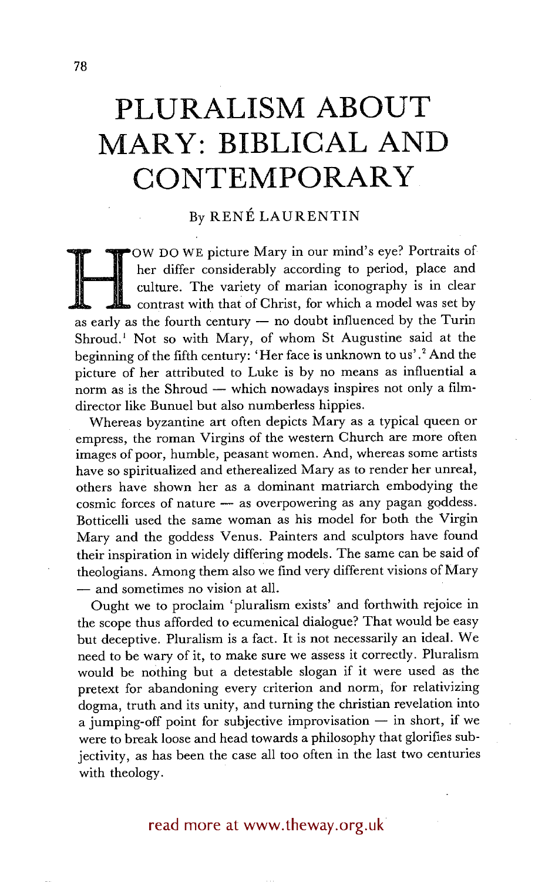# PLURALISM ABOUT MARY: BIBLICAL AND CONTEMPORARY

By RENÉ LAURENTIN

HOW DO WE picture Mary in our mind's eye? Portraits of her differ considerably according to period, place and culture. The variety of marian iconography is in clear contrast with that of Christ, for which a model was set by as early as the fourth century — no doubt influenced by the Turin Shroud.[1] Not so with Mary, of whom St Augustine said at the beginning of the fifth century: 'Her face is unknown to us'.[2] And the picture of her attributed to Luke is by no means as influential a norm as is the Shroud — which nowadays inspires not only a film-director like Bunuel but also numberless hippies.

Whereas byzantine art often depicts Mary as a typical queen or empress, the roman Virgins of the western Church are more often images of poor, humble, peasant women. And, whereas some artists have so spiritualized and etherealized Mary as to render her unreal, others have shown her as a dominant matriarch embodying the cosmic forces of nature — as overpowering as any pagan goddess. Botticelli used the same woman as his model for both the Virgin Mary and the goddess Venus. Painters and sculptors have found their inspiration in widely differing models. The same can be said of theologians. Among them also we find very different visions of Mary — and sometimes no vision at all.

Ought we to proclaim 'pluralism exists' and forthwith rejoice in the scope thus afforded to ecumenical dialogue? That would be easy but deceptive. Pluralism is a fact. It is not necessarily an ideal. We need to be wary of it, to make sure we assess it correctly. Pluralism would be nothing but a detestable slogan if it were used as the pretext for abandoning every criterion and norm, for relativizing dogma, truth and its unity, and turning the christian revelation into a jumping-off point for subjective improvisation — in short, if we were to break loose and head towards a philosophy that glorifies subjectivity, as has been the case all too often in the last two centuries with theology.

read more at www.theway.org.uk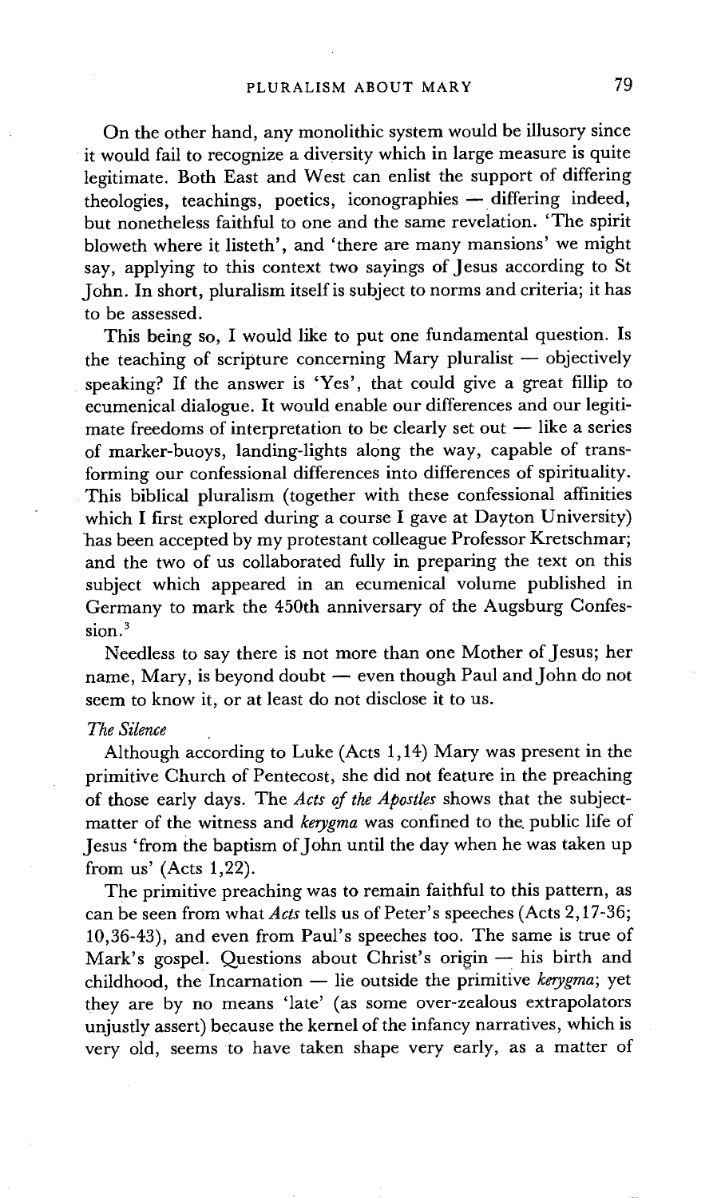On the other hand, any monolithic system would be illusory since it would fail to recognize a diversity which in large measure is quite legitimate. Both East and West can enlist the support of differing theologies, teachings, poetics, iconographies — differing indeed, but nonetheless faithful to one and the same revelation. 'The spirit bloweth where it listeth', and 'there are many mansions' we might say, applying to this context two sayings of Jesus according to St John. In short, pluralism itself is subject to norms and criteria; it has to be assessed.

This being so, I would like to put one fundamental question. Is the teaching of scripture concerning Mary pluralist — objectively speaking? If the answer is 'Yes', that could give a great fillip to ecumenical dialogue. It would enable our differences and our legitimate freedoms of interpretation to be clearly set out — like a series of marker-buoys, landing-lights along the way, capable of transforming our confessional differences into differences of spirituality. This biblical pluralism (together with these confessional affinities which I first explored during a course I gave at Dayton University) has been accepted by my protestant colleague Professor Kretschmar; and the two of us collaborated fully in preparing the text on this subject which appeared in an ecumenical volume published in Germany to mark the 450th anniversary of the Augsburg Confession.[3]

Needless to say there is not more than one Mother of Jesus; her name, Mary, is beyond doubt — even though Paul and John do not seem to know it, or at least do not disclose it to us.

*The Silence*

Although according to Luke (Acts 1,14) Mary was present in the primitive Church of Pentecost, she did not feature in the preaching of those early days. The *Acts of the Apostles* shows that the subject-matter of the witness and *kerygma* was confined to the public life of Jesus 'from the baptism of John until the day when he was taken up from us' (Acts 1,22).

The primitive preaching was to remain faithful to this pattern, as can be seen from what *Acts* tells us of Peter's speeches (Acts 2,17-36; 10,36-43), and even from Paul's speeches too. The same is true of Mark's gospel. Questions about Christ's origin — his birth and childhood, the Incarnation — lie outside the primitive *kerygma*; yet they are by no means 'late' (as some over-zealous extrapolators unjustly assert) because the kernel of the infancy narratives, which is very old, seems to have taken shape very early, as a matter of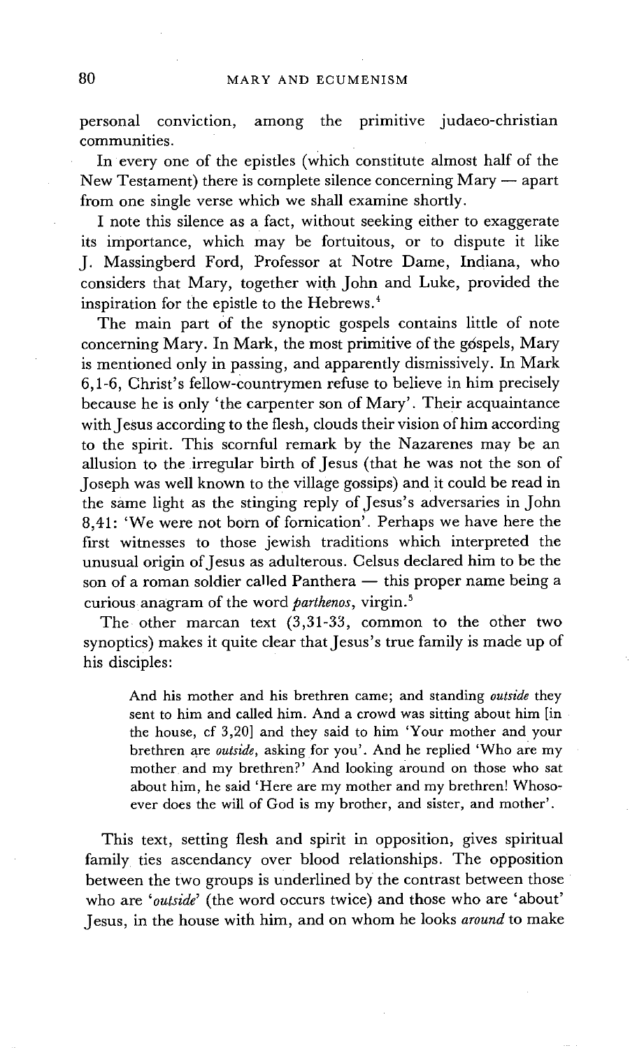personal conviction, among the primitive judaeo-christian communities.

In every one of the epistles (which constitute almost half of the New Testament) there is complete silence concerning Mary — apart from one single verse which we shall examine shortly.

I note this silence as a fact, without seeking either to exaggerate its importance, which may be fortuitous, or to dispute it like J. Massingberd Ford, Professor at Notre Dame, Indiana, who considers that Mary, together with John and Luke, provided the inspiration for the epistle to the Hebrews.[4]

The main part of the synoptic gospels contains little of note concerning Mary. In Mark, the most primitive of the gospels, Mary is mentioned only in passing, and apparently dismissively. In Mark 6,1-6, Christ's fellow-countrymen refuse to believe in him precisely because he is only 'the carpenter son of Mary'. Their acquaintance with Jesus according to the flesh, clouds their vision of him according to the spirit. This scornful remark by the Nazarenes may be an allusion to the irregular birth of Jesus (that he was not the son of Joseph was well known to the village gossips) and it could be read in the same light as the stinging reply of Jesus's adversaries in John 8,41: 'We were not born of fornication'. Perhaps we have here the first witnesses to those jewish traditions which interpreted the unusual origin of Jesus as adulterous. Celsus declared him to be the son of a roman soldier called Panthera — this proper name being a curious anagram of the word *parthenos*, virgin.[5]

The other marcan text (3,31-33, common to the other two synoptics) makes it quite clear that Jesus's true family is made up of his disciples:

> And his mother and his brethren came; and standing *outside* they sent to him and called him. And a crowd was sitting about him [in the house, cf 3,20] and they said to him 'Your mother and your brethren are *outside*, asking for you'. And he replied 'Who are my mother and my brethren?' And looking around on those who sat about him, he said 'Here are my mother and my brethren! Whosoever does the will of God is my brother, and sister, and mother'.

This text, setting flesh and spirit in opposition, gives spiritual family ties ascendancy over blood relationships. The opposition between the two groups is underlined by the contrast between those who are '*outside*' (the word occurs twice) and those who are 'about' Jesus, in the house with him, and on whom he looks *around* to make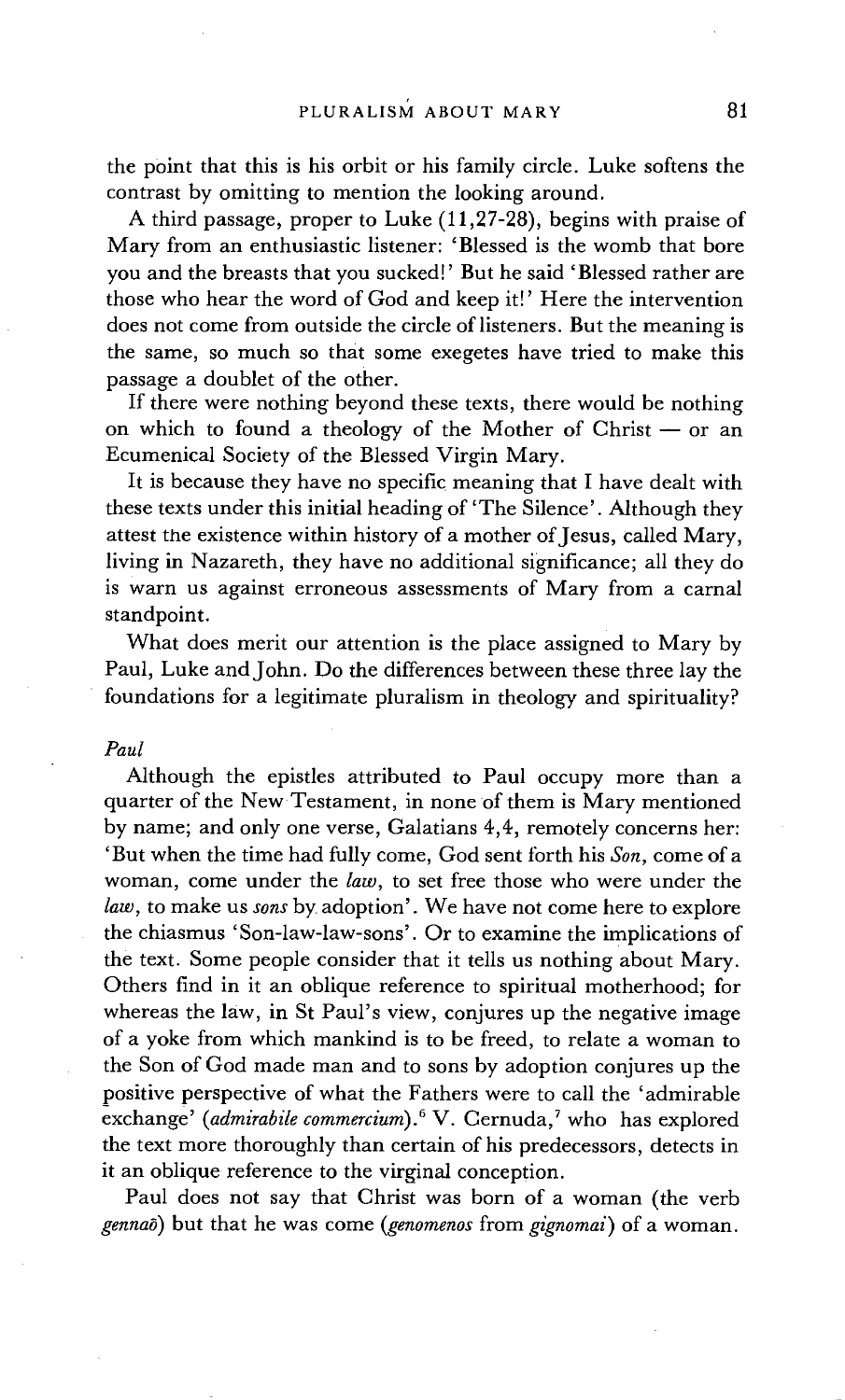the point that this is his orbit or his family circle. Luke softens the contrast by omitting to mention the looking around.

A third passage, proper to Luke (11,27-28), begins with praise of Mary from an enthusiastic listener: 'Blessed is the womb that bore you and the breasts that you sucked!' But he said 'Blessed rather are those who hear the word of God and keep it!' Here the intervention does not come from outside the circle of listeners. But the meaning is the same, so much so that some exegetes have tried to make this passage a doublet of the other.

If there were nothing beyond these texts, there would be nothing on which to found a theology of the Mother of Christ — or an Ecumenical Society of the Blessed Virgin Mary.

It is because they have no specific meaning that I have dealt with these texts under this initial heading of 'The Silence'. Although they attest the existence within history of a mother of Jesus, called Mary, living in Nazareth, they have no additional significance; all they do is warn us against erroneous assessments of Mary from a carnal standpoint.

What does merit our attention is the place assigned to Mary by Paul, Luke and John. Do the differences between these three lay the foundations for a legitimate pluralism in theology and spirituality?

### *Paul*

Although the epistles attributed to Paul occupy more than a quarter of the New Testament, in none of them is Mary mentioned by name; and only one verse, Galatians 4,4, remotely concerns her: 'But when the time had fully come, God sent forth his *Son*, come of a woman, come under the *law*, to set free those who were under the *law*, to make us *sons* by adoption'. We have not come here to explore the chiasmus 'Son-law-law-sons'. Or to examine the implications of the text. Some people consider that it tells us nothing about Mary. Others find in it an oblique reference to spiritual motherhood; for whereas the law, in St Paul's view, conjures up the negative image of a yoke from which mankind is to be freed, to relate a woman to the Son of God made man and to sons by adoption conjures up the positive perspective of what the Fathers were to call the 'admirable exchange' (*admirabile commercium*).[6] V. Cernuda,[7] who has explored the text more thoroughly than certain of his predecessors, detects in it an oblique reference to the virginal conception.

Paul does not say that Christ was born of a woman (the verb *gennaō*) but that he was come (*genomenos* from *gignomai*) of a woman.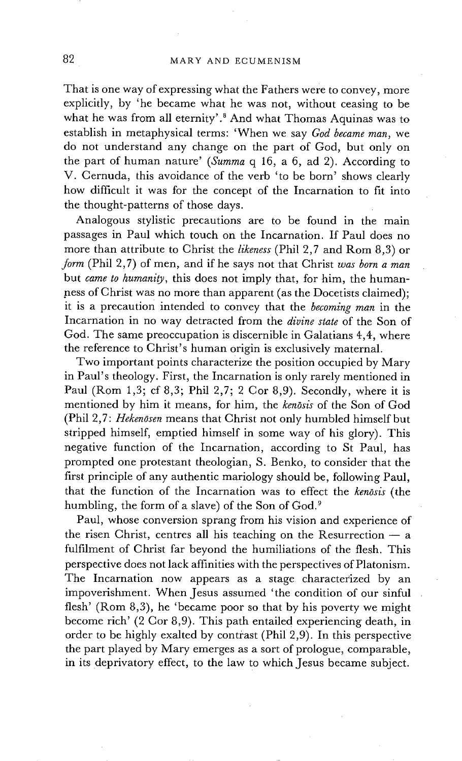That is one way of expressing what the Fathers were to convey, more explicitly, by 'he became what he was not, without ceasing to be what he was from all eternity'.[8] And what Thomas Aquinas was to establish in metaphysical terms: 'When we say *God became man*, we do not understand any change on the part of God, but only on the part of human nature' (*Summa* q 16, a 6, ad 2). According to V. Cernuda, this avoidance of the verb 'to be born' shows clearly how difficult it was for the concept of the Incarnation to fit into the thought-patterns of those days.

Analogous stylistic precautions are to be found in the main passages in Paul which touch on the Incarnation. If Paul does no more than attribute to Christ the *likeness* (Phil 2,7 and Rom 8,3) or *form* (Phil 2,7) of men, and if he says not that Christ *was born a man* but *came to humanity*, this does not imply that, for him, the humanness of Christ was no more than apparent (as the Docetists claimed); it is a precaution intended to convey that the *becoming man* in the Incarnation in no way detracted from the *divine state* of the Son of God. The same preoccupation is discernible in Galatians 4,4, where the reference to Christ's human origin is exclusively maternal.

Two important points characterize the position occupied by Mary in Paul's theology. First, the Incarnation is only rarely mentioned in Paul (Rom 1,3; cf 8,3; Phil 2,7; 2 Cor 8,9). Secondly, where it is mentioned by him it means, for him, the *kenōsis* of the Son of God (Phil 2,7: *Hekenōsen* means that Christ not only humbled himself but stripped himself, emptied himself in some way of his glory). This negative function of the Incarnation, according to St Paul, has prompted one protestant theologian, S. Benko, to consider that the first principle of any authentic mariology should be, following Paul, that the function of the Incarnation was to effect the *kenōsis* (the humbling, the form of a slave) of the Son of God.[9]

Paul, whose conversion sprang from his vision and experience of the risen Christ, centres all his teaching on the Resurrection — a fulfilment of Christ far beyond the humiliations of the flesh. This perspective does not lack affinities with the perspectives of Platonism. The Incarnation now appears as a stage characterized by an impoverishment. When Jesus assumed 'the condition of our sinful flesh' (Rom 8,3), he 'became poor so that by his poverty we might become rich' (2 Cor 8,9). This path entailed experiencing death, in order to be highly exalted by contrast (Phil 2,9). In this perspective the part played by Mary emerges as a sort of prologue, comparable, in its deprivatory effect, to the law to which Jesus became subject.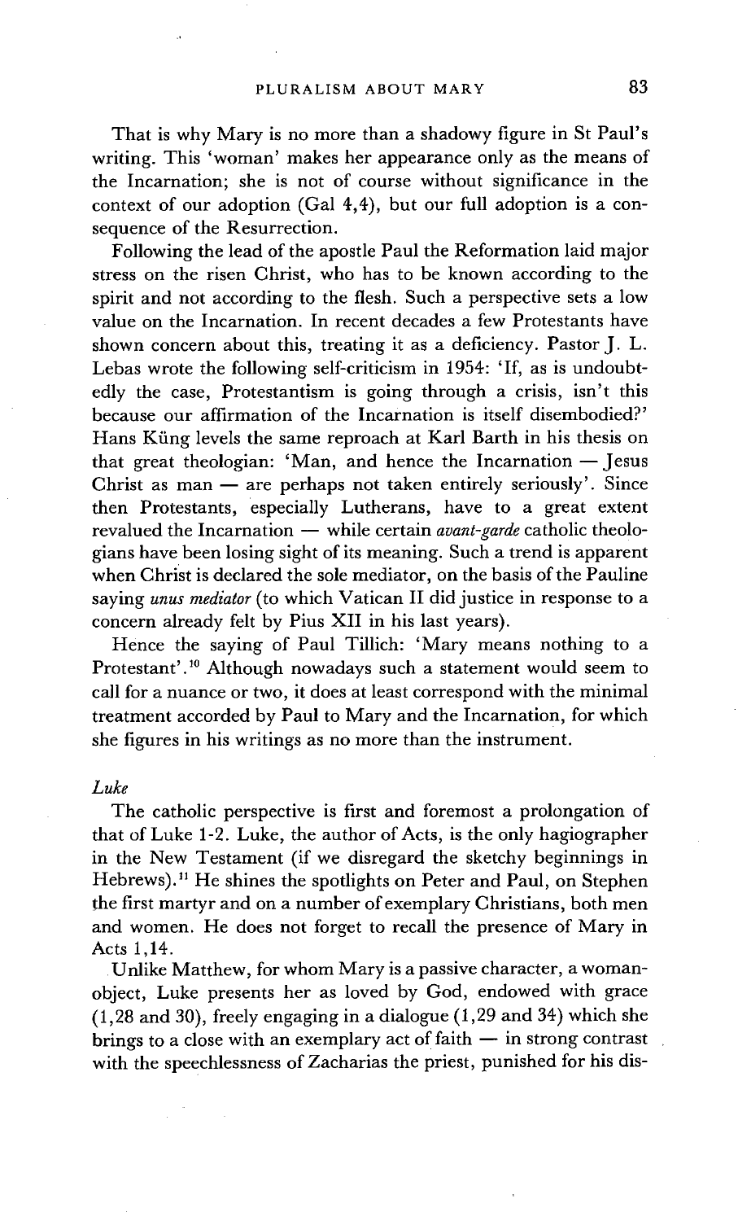That is why Mary is no more than a shadowy figure in St Paul's writing. This 'woman' makes her appearance only as the means of the Incarnation; she is not of course without significance in the context of our adoption (Gal 4,4), but our full adoption is a consequence of the Resurrection.

Following the lead of the apostle Paul the Reformation laid major stress on the risen Christ, who has to be known according to the spirit and not according to the flesh. Such a perspective sets a low value on the Incarnation. In recent decades a few Protestants have shown concern about this, treating it as a deficiency. Pastor J. L. Lebas wrote the following self-criticism in 1954: 'If, as is undoubtedly the case, Protestantism is going through a crisis, isn't this because our affirmation of the Incarnation is itself disembodied?' Hans Küng levels the same reproach at Karl Barth in his thesis on that great theologian: 'Man, and hence the Incarnation — Jesus Christ as man — are perhaps not taken entirely seriously'. Since then Protestants, especially Lutherans, have to a great extent revalued the Incarnation — while certain *avant-garde* catholic theologians have been losing sight of its meaning. Such a trend is apparent when Christ is declared the sole mediator, on the basis of the Pauline saying *unus mediator* (to which Vatican II did justice in response to a concern already felt by Pius XII in his last years).

Hence the saying of Paul Tillich: 'Mary means nothing to a Protestant'.[10] Although nowadays such a statement would seem to call for a nuance or two, it does at least correspond with the minimal treatment accorded by Paul to Mary and the Incarnation, for which she figures in his writings as no more than the instrument.

*Luke*

The catholic perspective is first and foremost a prolongation of that of Luke 1-2. Luke, the author of Acts, is the only hagiographer in the New Testament (if we disregard the sketchy beginnings in Hebrews).[11] He shines the spotlights on Peter and Paul, on Stephen the first martyr and on a number of exemplary Christians, both men and women. He does not forget to recall the presence of Mary in Acts 1,14.

Unlike Matthew, for whom Mary is a passive character, a woman-object, Luke presents her as loved by God, endowed with grace (1,28 and 30), freely engaging in a dialogue (1,29 and 34) which she brings to a close with an exemplary act of faith — in strong contrast with the speechlessness of Zacharias the priest, punished for his dis-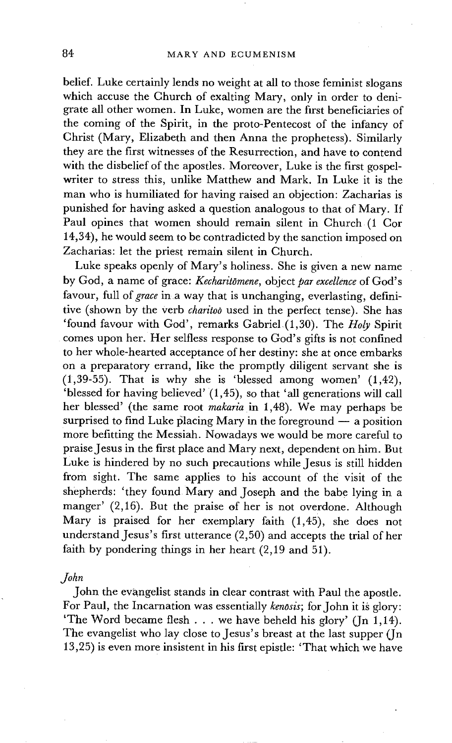belief. Luke certainly lends no weight at all to those feminist slogans which accuse the Church of exalting Mary, only in order to denigrate all other women. In Luke, women are the first beneficiaries of the coming of the Spirit, in the proto-Pentecost of the infancy of Christ (Mary, Elizabeth and then Anna the prophetess). Similarly they are the first witnesses of the Resurrection, and have to contend with the disbelief of the apostles. Moreover, Luke is the first gospel-writer to stress this, unlike Matthew and Mark. In Luke it is the man who is humiliated for having raised an objection: Zacharias is punished for having asked a question analogous to that of Mary. If Paul opines that women should remain silent in Church (1 Cor 14,34), he would seem to be contradicted by the sanction imposed on Zacharias: let the priest remain silent in Church.

Luke speaks openly of Mary's holiness. She is given a new name by God, a name of grace: *Kecharitōmene*, object *par excellence* of God's favour, full of *grace* in a way that is unchanging, everlasting, definitive (shown by the verb *charitoō* used in the perfect tense). She has 'found favour with God', remarks Gabriel (1,30). The *Holy* Spirit comes upon her. Her selfless response to God's gifts is not confined to her whole-hearted acceptance of her destiny: she at once embarks on a preparatory errand, like the promptly diligent servant she is (1,39-55). That is why she is 'blessed among women' (1,42), 'blessed for having believed' (1,45), so that 'all generations will call her blessed' (the same root *makaria* in 1,48). We may perhaps be surprised to find Luke placing Mary in the foreground — a position more befitting the Messiah. Nowadays we would be more careful to praise Jesus in the first place and Mary next, dependent on him. But Luke is hindered by no such precautions while Jesus is still hidden from sight. The same applies to his account of the visit of the shepherds: 'they found Mary and Joseph and the babe lying in a manger' (2,16). But the praise of her is not overdone. Although Mary is praised for her exemplary faith (1,45), she does not understand Jesus's first utterance (2,50) and accepts the trial of her faith by pondering things in her heart (2,19 and 51).

### *John*

John the evangelist stands in clear contrast with Paul the apostle. For Paul, the Incarnation was essentially *kenōsis*; for John it is glory: 'The Word became flesh . . . we have beheld his glory' (Jn 1,14). The evangelist who lay close to Jesus's breast at the last supper (Jn 13,25) is even more insistent in his first epistle: 'That which we have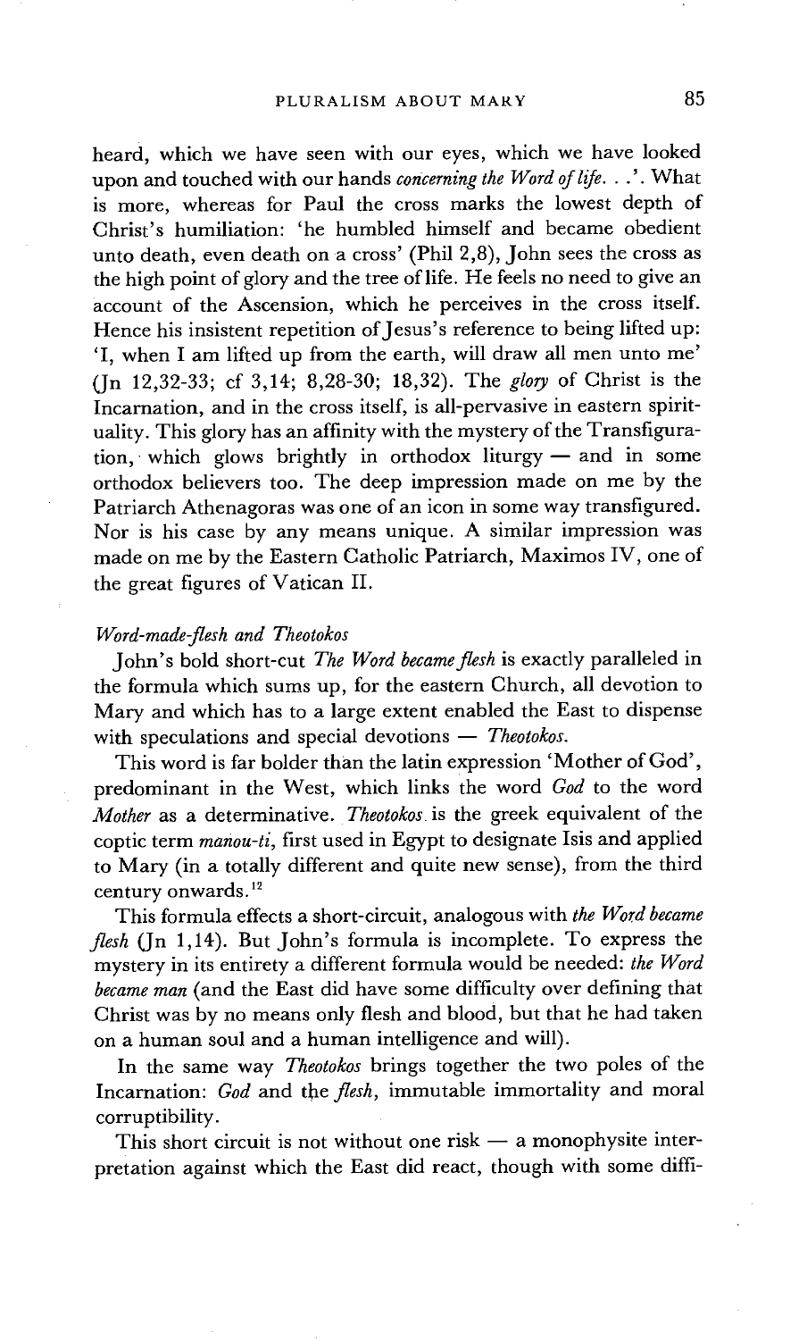heard, which we have seen with our eyes, which we have looked upon and touched with our hands *concerning the Word of life. . .*'. What is more, whereas for Paul the cross marks the lowest depth of Christ's humiliation: 'he humbled himself and became obedient unto death, even death on a cross' (Phil 2,8), John sees the cross as the high point of glory and the tree of life. He feels no need to give an account of the Ascension, which he perceives in the cross itself. Hence his insistent repetition of Jesus's reference to being lifted up: 'I, when I am lifted up from the earth, will draw all men unto me' (Jn 12,32-33; cf 3,14; 8,28-30; 18,32). The *glory* of Christ is the Incarnation, and in the cross itself, is all-pervasive in eastern spirituality. This glory has an affinity with the mystery of the Transfiguration, which glows brightly in orthodox liturgy — and in some orthodox believers too. The deep impression made on me by the Patriarch Athenagoras was one of an icon in some way transfigured. Nor is his case by any means unique. A similar impression was made on me by the Eastern Catholic Patriarch, Maximos IV, one of the great figures of Vatican II.

### *Word-made-flesh and Theotokos*

John's bold short-cut *The Word became flesh* is exactly paralleled in the formula which sums up, for the eastern Church, all devotion to Mary and which has to a large extent enabled the East to dispense with speculations and special devotions — *Theotokos*.

This word is far bolder than the latin expression 'Mother of God', predominant in the West, which links the word *God* to the word *Mother* as a determinative. *Theotokos* is the greek equivalent of the coptic term *manou-ti*, first used in Egypt to designate Isis and applied to Mary (in a totally different and quite new sense), from the third century onwards.[12]

This formula effects a short-circuit, analogous with *the Word became flesh* (Jn 1,14). But John's formula is incomplete. To express the mystery in its entirety a different formula would be needed: *the Word became man* (and the East did have some difficulty over defining that Christ was by no means only flesh and blood, but that he had taken on a human soul and a human intelligence and will).

In the same way *Theotokos* brings together the two poles of the Incarnation: *God* and the *flesh*, immutable immortality and moral corruptibility.

This short circuit is not without one risk — a monophysite interpretation against which the East did react, though with some diffi-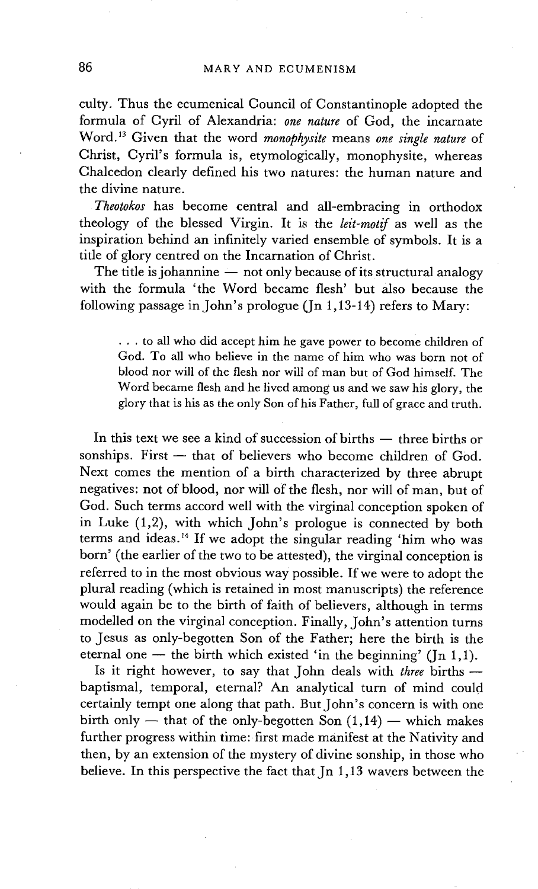culty. Thus the ecumenical Council of Constantinople adopted the formula of Cyril of Alexandria: *one nature* of God, the incarnate Word.[13] Given that the word *monophysite* means *one single nature* of Christ, Cyril's formula is, etymologically, monophysite, whereas Chalcedon clearly defined his two natures: the human nature and the divine nature.

*Theotokos* has become central and all-embracing in orthodox theology of the blessed Virgin. It is the *leit-motif* as well as the inspiration behind an infinitely varied ensemble of symbols. It is a title of glory centred on the Incarnation of Christ.

The title is johannine — not only because of its structural analogy with the formula 'the Word became flesh' but also because the following passage in John's prologue (Jn 1,13-14) refers to Mary:

> . . . to all who did accept him he gave power to become children of God. To all who believe in the name of him who was born not of blood nor will of the flesh nor will of man but of God himself. The Word became flesh and he lived among us and we saw his glory, the glory that is his as the only Son of his Father, full of grace and truth.

In this text we see a kind of succession of births — three births or sonships. First — that of believers who become children of God. Next comes the mention of a birth characterized by three abrupt negatives: not of blood, nor will of the flesh, nor will of man, but of God. Such terms accord well with the virginal conception spoken of in Luke (1,2), with which John's prologue is connected by both terms and ideas.[14] If we adopt the singular reading 'him who was born' (the earlier of the two to be attested), the virginal conception is referred to in the most obvious way possible. If we were to adopt the plural reading (which is retained in most manuscripts) the reference would again be to the birth of faith of believers, although in terms modelled on the virginal conception. Finally, John's attention turns to Jesus as only-begotten Son of the Father; here the birth is the eternal one — the birth which existed 'in the beginning' (Jn 1,1).

Is it right however, to say that John deals with *three* births — baptismal, temporal, eternal? An analytical turn of mind could certainly tempt one along that path. But John's concern is with one birth only — that of the only-begotten Son (1,14) — which makes further progress within time: first made manifest at the Nativity and then, by an extension of the mystery of divine sonship, in those who believe. In this perspective the fact that Jn 1,13 wavers between the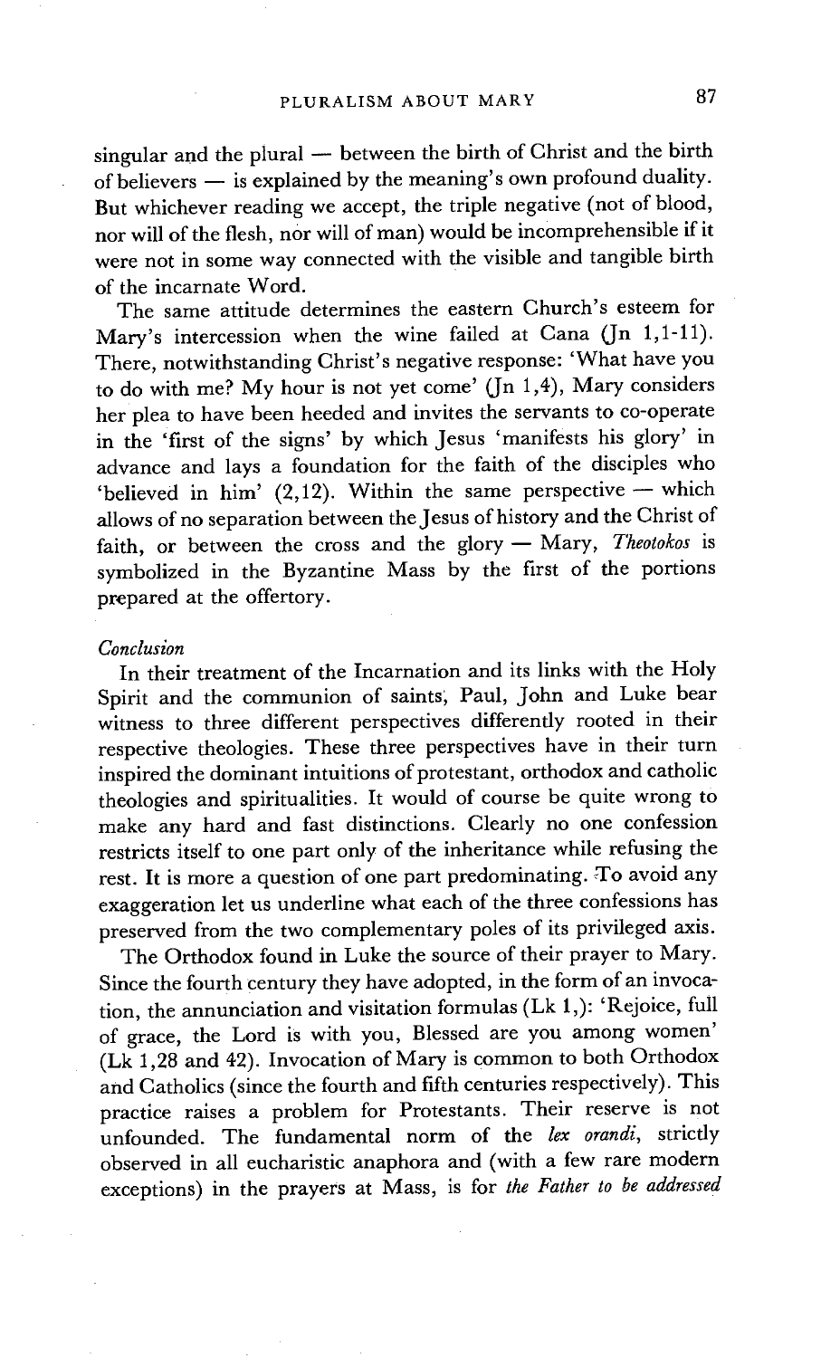singular and the plural — between the birth of Christ and the birth of believers — is explained by the meaning's own profound duality. But whichever reading we accept, the triple negative (not of blood, nor will of the flesh, nor will of man) would be incomprehensible if it were not in some way connected with the visible and tangible birth of the incarnate Word.

The same attitude determines the eastern Church's esteem for Mary's intercession when the wine failed at Cana (Jn 1,1-11). There, notwithstanding Christ's negative response: 'What have you to do with me? My hour is not yet come' (Jn 1,4), Mary considers her plea to have been heeded and invites the servants to co-operate in the 'first of the signs' by which Jesus 'manifests his glory' in advance and lays a foundation for the faith of the disciples who 'believed in him' (2,12). Within the same perspective — which allows of no separation between the Jesus of history and the Christ of faith, or between the cross and the glory — Mary, *Theotokos* is symbolized in the Byzantine Mass by the first of the portions prepared at the offertory.

*Conclusion*

In their treatment of the Incarnation and its links with the Holy Spirit and the communion of saints, Paul, John and Luke bear witness to three different perspectives differently rooted in their respective theologies. These three perspectives have in their turn inspired the dominant intuitions of protestant, orthodox and catholic theologies and spiritualities. It would of course be quite wrong to make any hard and fast distinctions. Clearly no one confession restricts itself to one part only of the inheritance while refusing the rest. It is more a question of one part predominating. To avoid any exaggeration let us underline what each of the three confessions has preserved from the two complementary poles of its privileged axis.

The Orthodox found in Luke the source of their prayer to Mary. Since the fourth century they have adopted, in the form of an invocation, the annunciation and visitation formulas (Lk 1,): 'Rejoice, full of grace, the Lord is with you, Blessed are you among women' (Lk 1,28 and 42). Invocation of Mary is common to both Orthodox and Catholics (since the fourth and fifth centuries respectively). This practice raises a problem for Protestants. Their reserve is not unfounded. The fundamental norm of the *lex orandi*, strictly observed in all eucharistic anaphora and (with a few rare modern exceptions) in the prayers at Mass, is for *the Father to be addressed*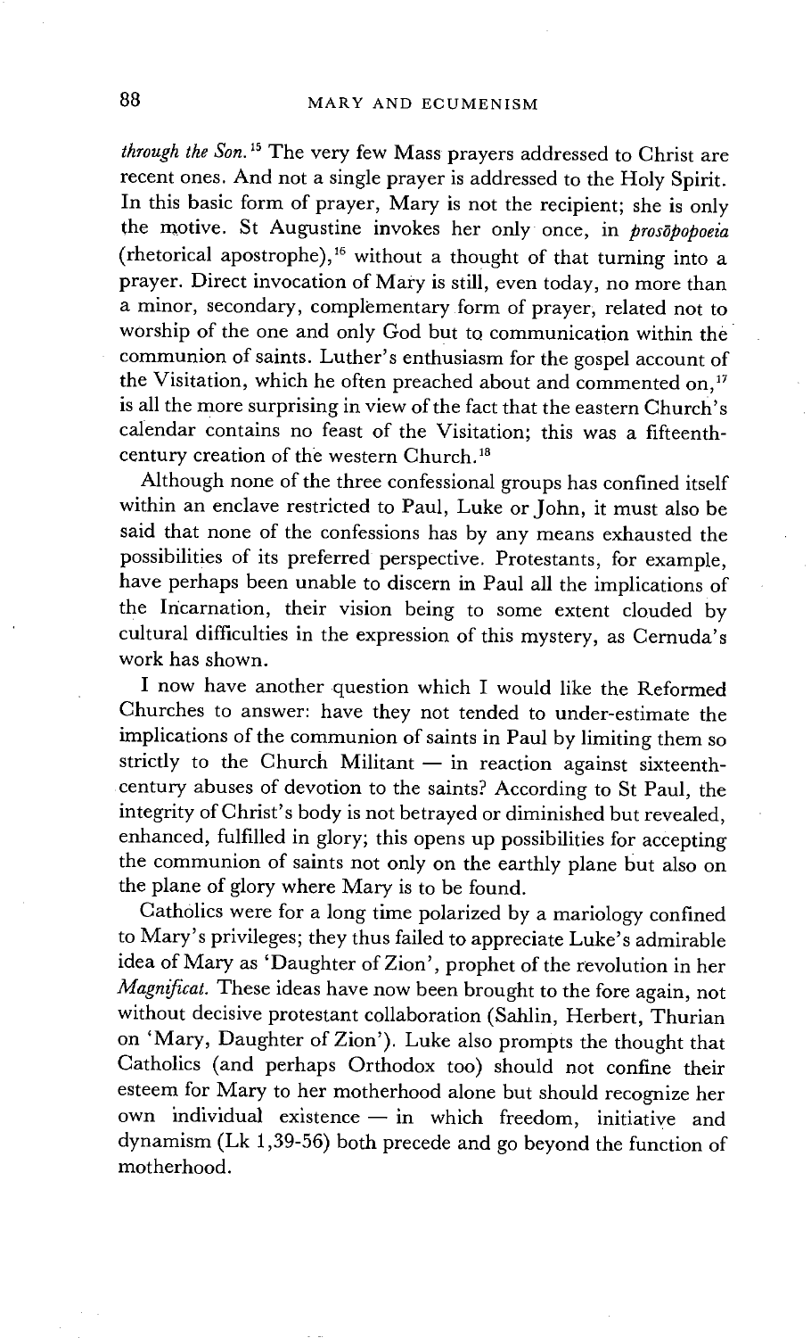*through the Son.*[15] The very few Mass prayers addressed to Christ are recent ones. And not a single prayer is addressed to the Holy Spirit. In this basic form of prayer, Mary is not the recipient; she is only the motive. St Augustine invokes her only once, in *prosōpopoeia* (rhetorical apostrophe),[16] without a thought of that turning into a prayer. Direct invocation of Mary is still, even today, no more than a minor, secondary, complementary form of prayer, related not to worship of the one and only God but to communication within the communion of saints. Luther's enthusiasm for the gospel account of the Visitation, which he often preached about and commented on,[17] is all the more surprising in view of the fact that the eastern Church's calendar contains no feast of the Visitation; this was a fifteenth-century creation of the western Church.[18]

Although none of the three confessional groups has confined itself within an enclave restricted to Paul, Luke or John, it must also be said that none of the confessions has by any means exhausted the possibilities of its preferred perspective. Protestants, for example, have perhaps been unable to discern in Paul all the implications of the Incarnation, their vision being to some extent clouded by cultural difficulties in the expression of this mystery, as Cernuda's work has shown.

I now have another question which I would like the Reformed Churches to answer: have they not tended to under-estimate the implications of the communion of saints in Paul by limiting them so strictly to the Church Militant — in reaction against sixteenth-century abuses of devotion to the saints? According to St Paul, the integrity of Christ's body is not betrayed or diminished but revealed, enhanced, fulfilled in glory; this opens up possibilities for accepting the communion of saints not only on the earthly plane but also on the plane of glory where Mary is to be found.

Catholics were for a long time polarized by a mariology confined to Mary's privileges; they thus failed to appreciate Luke's admirable idea of Mary as 'Daughter of Zion', prophet of the revolution in her *Magnificat*. These ideas have now been brought to the fore again, not without decisive protestant collaboration (Sahlin, Herbert, Thurian on 'Mary, Daughter of Zion'). Luke also prompts the thought that Catholics (and perhaps Orthodox too) should not confine their esteem for Mary to her motherhood alone but should recognize her own individual existence — in which freedom, initiative and dynamism (Lk 1,39-56) both precede and go beyond the function of motherhood.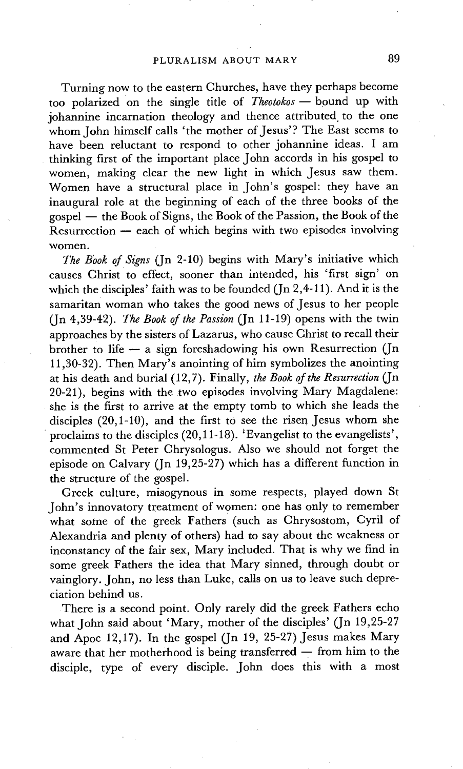Turning now to the eastern Churches, have they perhaps become too polarized on the single title of *Theotokos* — bound up with johannine incarnation theology and thence attributed to the one whom John himself calls 'the mother of Jesus'? The East seems to have been reluctant to respond to other johannine ideas. I am thinking first of the important place John accords in his gospel to women, making clear the new light in which Jesus saw them. Women have a structural place in John's gospel: they have an inaugural role at the beginning of each of the three books of the gospel — the Book of Signs, the Book of the Passion, the Book of the Resurrection — each of which begins with two episodes involving women.

*The Book of Signs* (Jn 2-10) begins with Mary's initiative which causes Christ to effect, sooner than intended, his 'first sign' on which the disciples' faith was to be founded (Jn 2,4-11). And it is the samaritan woman who takes the good news of Jesus to her people (Jn 4,39-42). *The Book of the Passion* (Jn 11-19) opens with the twin approaches by the sisters of Lazarus, who cause Christ to recall their brother to life — a sign foreshadowing his own Resurrection (Jn 11,30-32). Then Mary's anointing of him symbolizes the anointing at his death and burial (12,7). Finally, *the Book of the Resurrection* (Jn 20-21), begins with the two episodes involving Mary Magdalene: she is the first to arrive at the empty tomb to which she leads the disciples (20,1-10), and the first to see the risen Jesus whom she proclaims to the disciples (20,11-18). 'Evangelist to the evangelists', commented St Peter Chrysologus. Also we should not forget the episode on Calvary (Jn 19,25-27) which has a different function in the structure of the gospel.

Greek culture, misogynous in some respects, played down St John's innovatory treatment of women: one has only to remember what some of the greek Fathers (such as Chrysostom, Cyril of Alexandria and plenty of others) had to say about the weakness or inconstancy of the fair sex, Mary included. That is why we find in some greek Fathers the idea that Mary sinned, through doubt or vainglory. John, no less than Luke, calls on us to leave such depreciation behind us.

There is a second point. Only rarely did the greek Fathers echo what John said about 'Mary, mother of the disciples' (Jn 19,25-27 and Apoc 12,17). In the gospel (Jn 19, 25-27) Jesus makes Mary aware that her motherhood is being transferred — from him to the disciple, type of every disciple. John does this with a most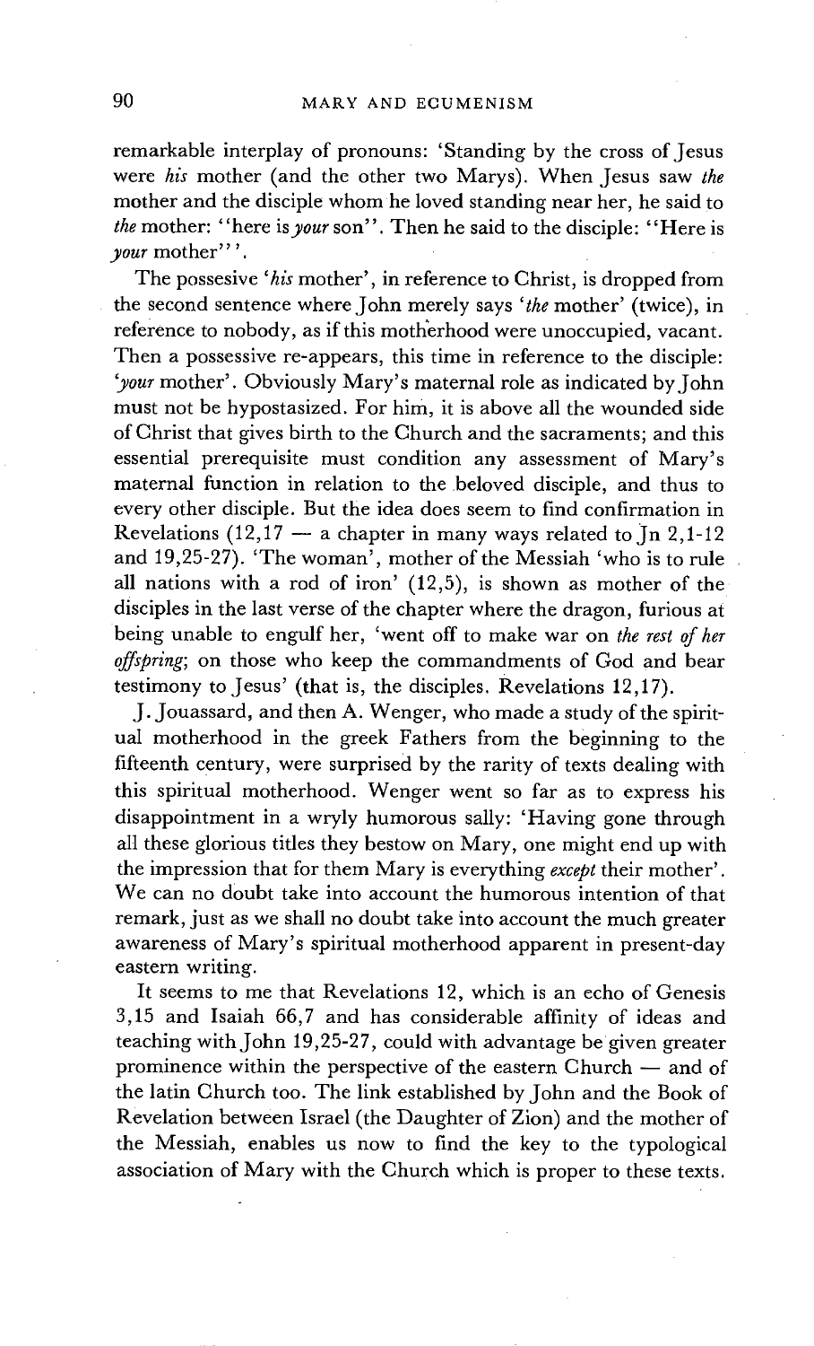remarkable interplay of pronouns: 'Standing by the cross of Jesus were *his* mother (and the other two Marys). When Jesus saw *the* mother and the disciple whom he loved standing near her, he said to *the* mother: "here is *your* son". Then he said to the disciple: "Here is *your* mother"'.

The possesive '*his* mother', in reference to Christ, is dropped from the second sentence where John merely says '*the* mother' (twice), in reference to nobody, as if this motherhood were unoccupied, vacant. Then a possessive re-appears, this time in reference to the disciple: '*your* mother'. Obviously Mary's maternal role as indicated by John must not be hypostasized. For him, it is above all the wounded side of Christ that gives birth to the Church and the sacraments; and this essential prerequisite must condition any assessment of Mary's maternal function in relation to the beloved disciple, and thus to every other disciple. But the idea does seem to find confirmation in Revelations (12,17 — a chapter in many ways related to Jn 2,1-12 and 19,25-27). 'The woman', mother of the Messiah 'who is to rule all nations with a rod of iron' (12,5), is shown as mother of the disciples in the last verse of the chapter where the dragon, furious at being unable to engulf her, 'went off to make war on *the rest of her offspring*; on those who keep the commandments of God and bear testimony to Jesus' (that is, the disciples. Revelations 12,17).

J. Jouassard, and then A. Wenger, who made a study of the spiritual motherhood in the greek Fathers from the beginning to the fifteenth century, were surprised by the rarity of texts dealing with this spiritual motherhood. Wenger went so far as to express his disappointment in a wryly humorous sally: 'Having gone through all these glorious titles they bestow on Mary, one might end up with the impression that for them Mary is everything *except* their mother'. We can no doubt take into account the humorous intention of that remark, just as we shall no doubt take into account the much greater awareness of Mary's spiritual motherhood apparent in present-day eastern writing.

It seems to me that Revelations 12, which is an echo of Genesis 3,15 and Isaiah 66,7 and has considerable affinity of ideas and teaching with John 19,25-27, could with advantage be given greater prominence within the perspective of the eastern Church — and of the latin Church too. The link established by John and the Book of Revelation between Israel (the Daughter of Zion) and the mother of the Messiah, enables us now to find the key to the typological association of Mary with the Church which is proper to these texts.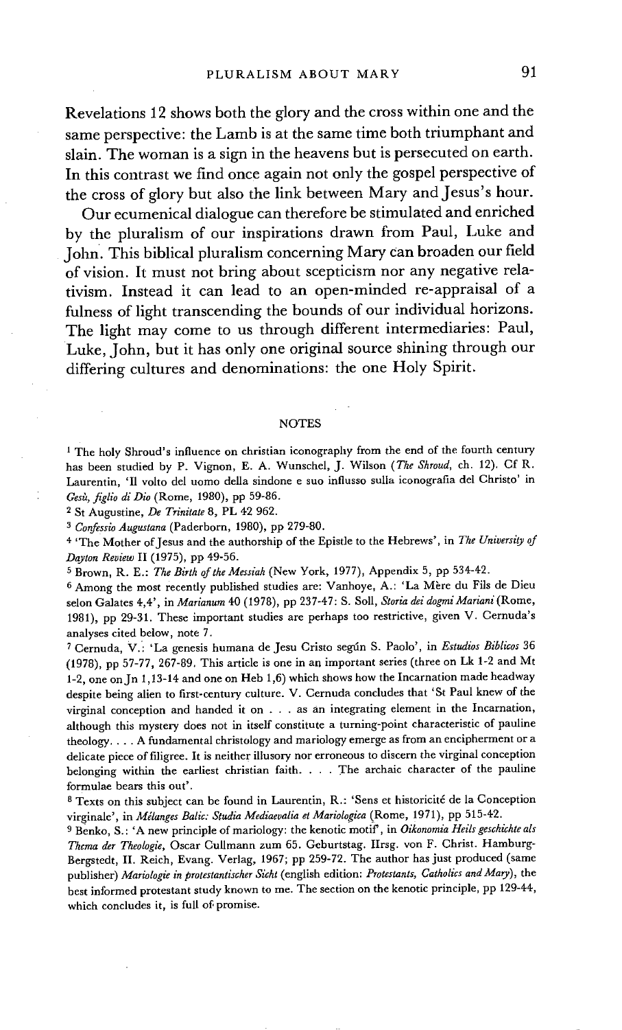Revelations 12 shows both the glory and the cross within one and the same perspective: the Lamb is at the same time both triumphant and slain. The woman is a sign in the heavens but is persecuted on earth. In this contrast we find once again not only the gospel perspective of the cross of glory but also the link between Mary and Jesus's hour.

Our ecumenical dialogue can therefore be stimulated and enriched by the pluralism of our inspirations drawn from Paul, Luke and John. This biblical pluralism concerning Mary can broaden our field of vision. It must not bring about scepticism nor any negative relativism. Instead it can lead to an open-minded re-appraisal of a fulness of light transcending the bounds of our individual horizons. The light may come to us through different intermediaries: Paul, Luke, John, but it has only one original source shining through our differing cultures and denominations: the one Holy Spirit.

## NOTES

[1] The holy Shroud's influence on christian iconography from the end of the fourth century has been studied by P. Vignon, E. A. Wunschel, J. Wilson (*The Shroud*, ch. 12). Cf R. Laurentin, 'Il volto del uomo della sindone e suo influsso sulla iconografia del Christo' in *Gesù, figlio di Dio* (Rome, 1980), pp 59-86.

[2] St Augustine, *De Trinitate* 8, PL 42 962.

[3] *Confessio Augustana* (Paderborn, 1980), pp 279-80.

[4] 'The Mother of Jesus and the authorship of the Epistle to the Hebrews', in *The University of Dayton Review* II (1975), pp 49-56.

[5] Brown, R. E.: *The Birth of the Messiah* (New York, 1977), Appendix 5, pp 534-42.

[6] Among the most recently published studies are: Vanhoye, A.: 'La Mère du Fils de Dieu selon Galates 4,4', in *Marianum* 40 (1978), pp 237-47: S. Soll, *Storia dei dogmi Mariani* (Rome, 1981), pp 29-31. These important studies are perhaps too restrictive, given V. Cernuda's analyses cited below, note 7.

[7] Cernuda, V.: 'La genesis humana de Jesu Cristo según S. Paolo', in *Estudios Biblicos* 36 (1978), pp 57-77, 267-89. This article is one in an important series (three on Lk 1-2 and Mt 1-2, one on Jn 1,13-14 and one on Heb 1,6) which shows how the Incarnation made headway despite being alien to first-century culture. V. Cernuda concludes that 'St Paul knew of the virginal conception and handed it on . . . as an integrating element in the Incarnation, although this mystery does not in itself constitute a turning-point characteristic of pauline theology. . . . A fundamental christology and mariology emerge as from an encipherment or a delicate piece of filigree. It is neither illusory nor erroneous to discern the virginal conception belonging within the earliest christian faith. . . . The archaic character of the pauline formulae bears this out'.

[8] Texts on this subject can be found in Laurentin, R.: 'Sens et historicité de la Conception virginale', in *Mélanges Balic: Studia Mediaevalia et Mariologica* (Rome, 1971), pp 515-42.

[9] Benko, S.: 'A new principle of mariology: the kenotic motif', in *Oikonomia Heils geschichte als Thema der Theologie*, Oscar Cullmann zum 65. Geburtstag. Hrsg. von F. Christ. Hamburg-Bergstedt, H. Reich, Evang. Verlag, 1967; pp 259-72. The author has just produced (same publisher) *Mariologie in protestantischer Sicht* (english edition: *Protestants, Catholics and Mary*), the best informed protestant study known to me. The section on the kenotic principle, pp 129-44, which concludes it, is full of promise.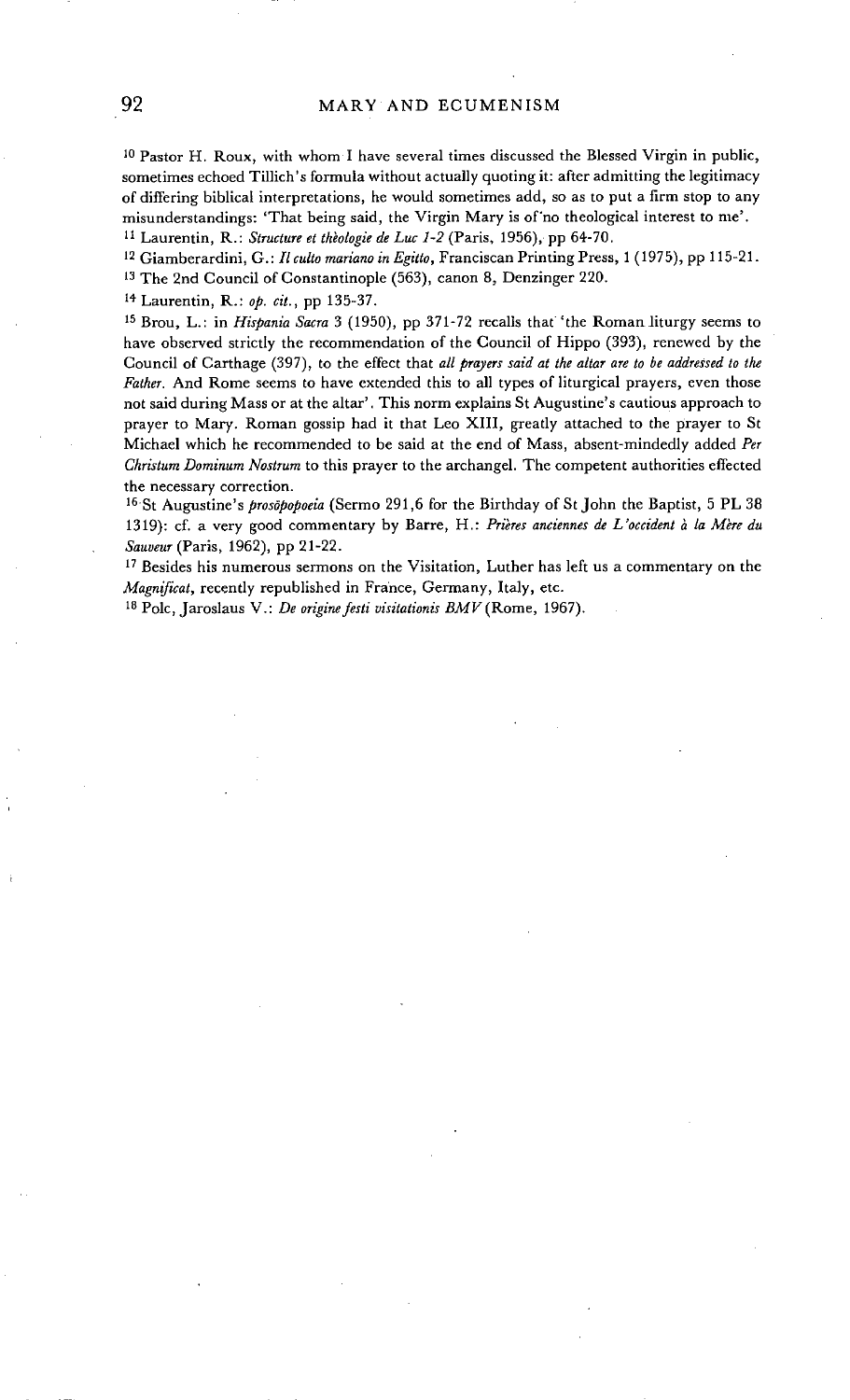[10] Pastor H. Roux, with whom I have several times discussed the Blessed Virgin in public, sometimes echoed Tillich's formula without actually quoting it: after admitting the legitimacy of differing biblical interpretations, he would sometimes add, so as to put a firm stop to any misunderstandings: 'That being said, the Virgin Mary is of no theological interest to me'.

[11] Laurentin, R.: *Structure et théologie de Luc 1-2* (Paris, 1956), pp 64-70.

[12] Giamberardini, G.: *Il culto mariano in Egitto*, Franciscan Printing Press, 1 (1975), pp 115-21.

[13] The 2nd Council of Constantinople (563), canon 8, Denzinger 220.

[14] Laurentin, R.: *op. cit.*, pp 135-37.

[15] Brou, L.: in *Hispania Sacra* 3 (1950), pp 371-72 recalls that 'the Roman liturgy seems to have observed strictly the recommendation of the Council of Hippo (393), renewed by the Council of Carthage (397), to the effect that *all prayers said at the altar are to be addressed to the Father*. And Rome seems to have extended this to all types of liturgical prayers, even those not said during Mass or at the altar'. This norm explains St Augustine's cautious approach to prayer to Mary. Roman gossip had it that Leo XIII, greatly attached to the prayer to St Michael which he recommended to be said at the end of Mass, absent-mindedly added *Per Christum Dominum Nostrum* to this prayer to the archangel. The competent authorities effected the necessary correction.

[16] St Augustine's *prosōpopoeia* (Sermo 291,6 for the Birthday of St John the Baptist, 5 PL 38 1319): cf. a very good commentary by Barre, H.: *Prières anciennes de L'occident à la Mère du Sauveur* (Paris, 1962), pp 21-22.

[17] Besides his numerous sermons on the Visitation, Luther has left us a commentary on the *Magnificat*, recently republished in France, Germany, Italy, etc.

[18] Polc, Jaroslaus V.: *De origine festi visitationis BMV* (Rome, 1967).